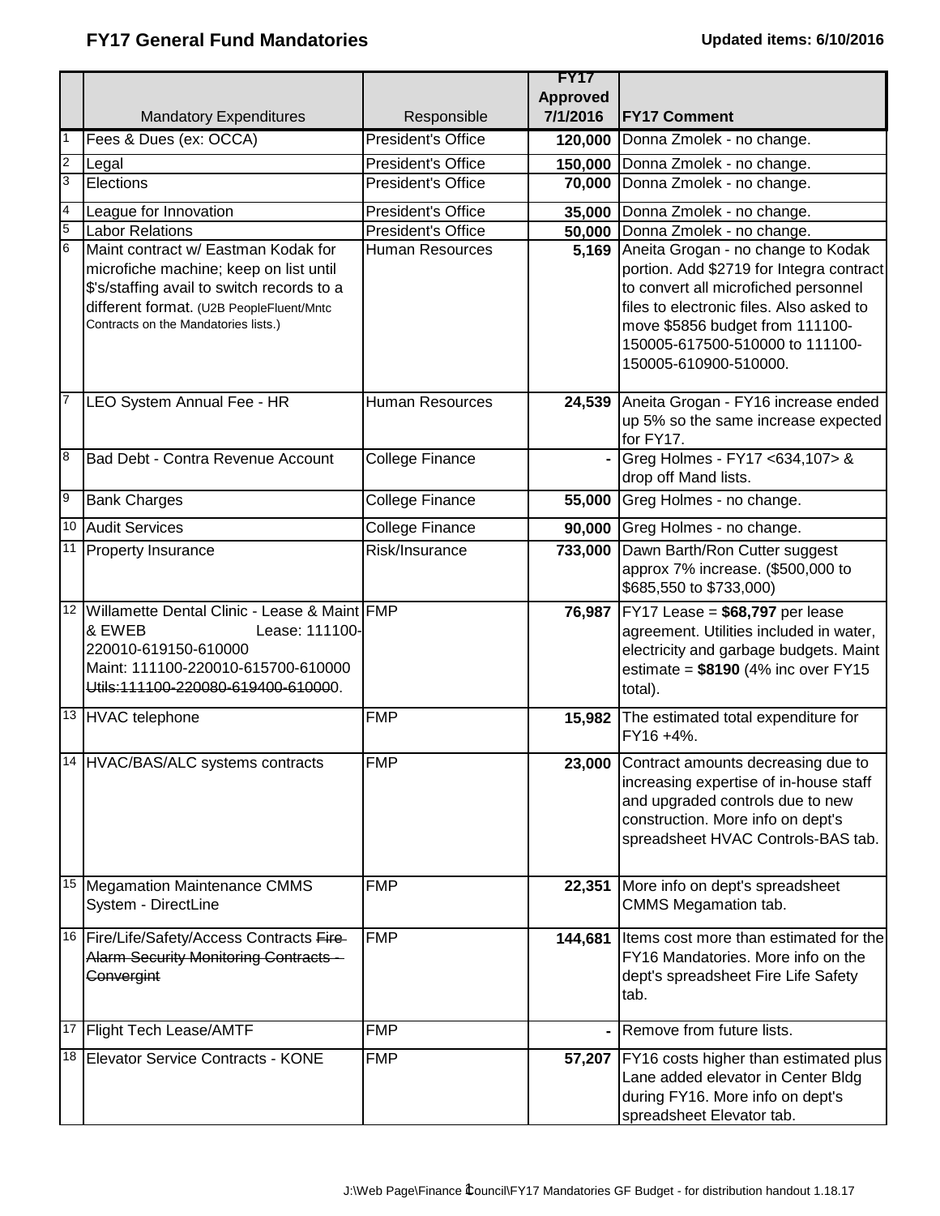# FY17 General Fund Mandatories

**Updated items: 6/10/2016**

| | Mandatory Expenditures | Responsible | FY17 Approved 7/1/2016 | FY17 Comment |
|---|---|---|---|---|
| 1 | Fees & Dues (ex: OCCA) | President's Office | **120,000** | Donna Zmolek - no change. |
| 2 | Legal | President's Office | **150,000** | Donna Zmolek - no change. |
| 3 | Elections | President's Office | **70,000** | Donna Zmolek - no change. |
| 4 | League for Innovation | President's Office | **35,000** | Donna Zmolek - no change. |
| 5 | Labor Relations | President's Office | **50,000** | Donna Zmolek - no change. |
| 6 | Maint contract w/ Eastman Kodak for microfiche machine; keep on list until $'s/staffing avail to switch records to a different format. (U2B PeopleFluent/Mntc Contracts on the Mandatories lists.) | Human Resources | **5,169** | Aneita Grogan - no change to Kodak portion. Add $2719 for Integra contract to convert all microfiched personnel files to electronic files. Also asked to move $5856 budget from 111100-150005-617500-510000 to 111100-150005-610900-510000. |
| 7 | LEO System Annual Fee - HR | Human Resources | **24,539** | Aneita Grogan - FY16 increase ended up 5% so the same increase expected for FY17. |
| 8 | Bad Debt - Contra Revenue Account | College Finance | **-** | Greg Holmes - FY17 <634,107> & drop off Mand lists. |
| 9 | Bank Charges | College Finance | **55,000** | Greg Holmes - no change. |
| 10 | Audit Services | College Finance | **90,000** | Greg Holmes - no change. |
| 11 | Property Insurance | Risk/Insurance | **733,000** | Dawn Barth/Ron Cutter suggest approx 7% increase. ($500,000 to $685,550 to $733,000) |
| 12 | Willamette Dental Clinic - Lease & Maint & EWEB Lease: 111100-220010-619150-610000 Maint: 111100-220010-615700-610000 ~~Utils:111100-220080-619400-610000~~. | FMP | **76,987** | FY17 Lease = **$68,797** per lease agreement. Utilities included in water, electricity and garbage budgets. Maint estimate = **$8190** (4% inc over FY15 total). |
| 13 | HVAC telephone | FMP | **15,982** | The estimated total expenditure for FY16 +4%. |
| 14 | HVAC/BAS/ALC systems contracts | FMP | **23,000** | Contract amounts decreasing due to increasing expertise of in-house staff and upgraded controls due to new construction. More info on dept's spreadsheet HVAC Controls-BAS tab. |
| 15 | Megamation Maintenance CMMS System - DirectLine | FMP | **22,351** | More info on dept's spreadsheet CMMS Megamation tab. |
| 16 | Fire/Life/Safety/Access Contracts ~~Fire Alarm Security Monitoring Contracts - Convergint~~ | FMP | **144,681** | Items cost more than estimated for the FY16 Mandatories. More info on the dept's spreadsheet Fire Life Safety tab. |
| 17 | Flight Tech Lease/AMTF | FMP | **-** | Remove from future lists. |
| 18 | Elevator Service Contracts - KONE | FMP | **57,207** | FY16 costs higher than estimated plus Lane added elevator in Center Bldg during FY16. More info on dept's spreadsheet Elevator tab. |

J:\Web Page\Finance Council\FY17 Mandatories GF Budget - for distribution handout 1.18.17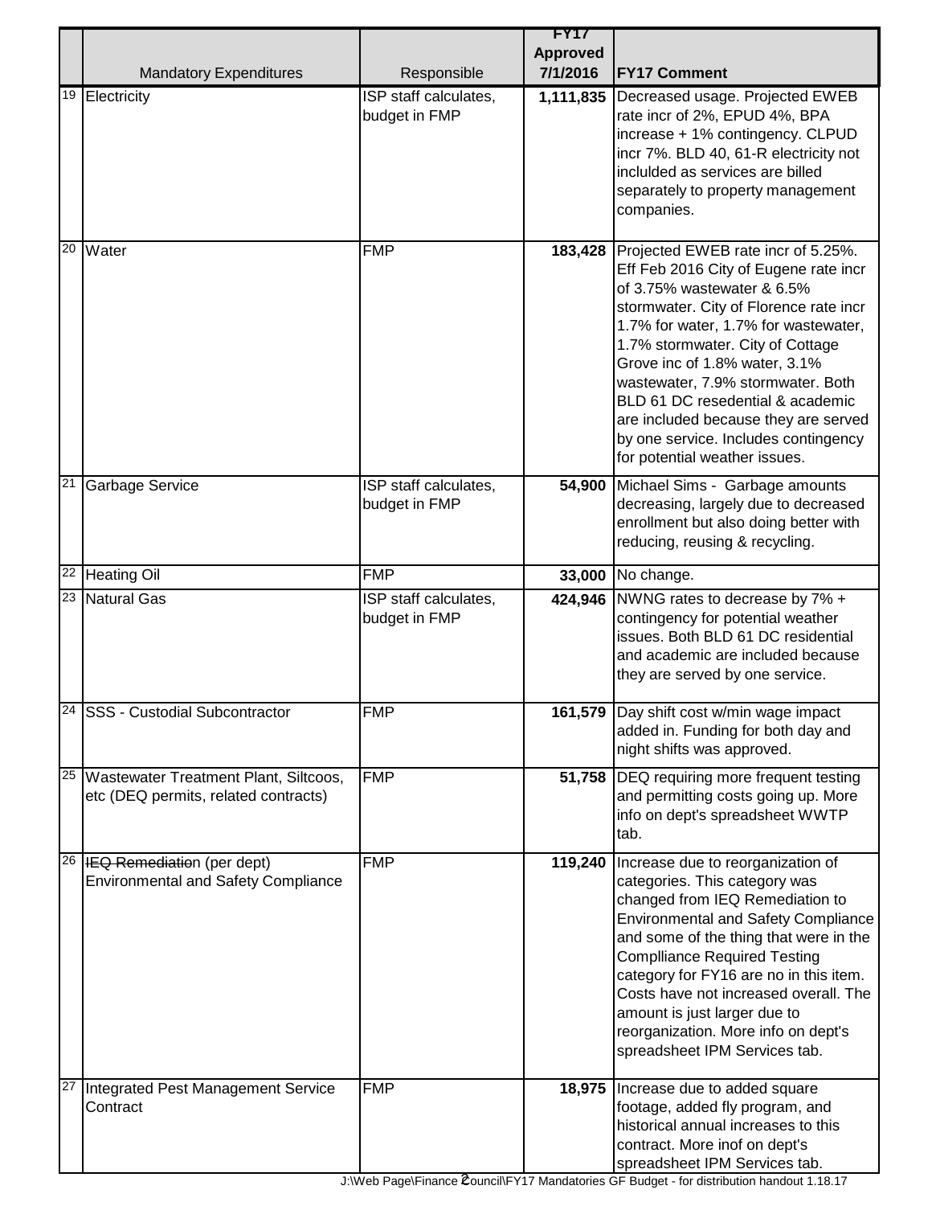| | Mandatory Expenditures | Responsible | FY17 Approved 7/1/2016 | FY17 Comment |
|---|---|---|---|---|
| 19 | Electricity | ISP staff calculates, budget in FMP | 1,111,835 | Decreased usage. Projected EWEB rate incr of 2%, EPUD 4%, BPA increase + 1% contingency. CLPUD incr 7%. BLD 40, 61-R electricity not inclulded as services are billed separately to property management companies. |
| 20 | Water | FMP | 183,428 | Projected EWEB rate incr of 5.25%. Eff Feb 2016 City of Eugene rate incr of 3.75% wastewater & 6.5% stormwater. City of Florence rate incr 1.7% for water, 1.7% for wastewater, 1.7% stormwater. City of Cottage Grove inc of 1.8% water, 3.1% wastewater, 7.9% stormwater. Both BLD 61 DC resedential & academic are included because they are served by one service. Includes contingency for potential weather issues. |
| 21 | Garbage Service | ISP staff calculates, budget in FMP | 54,900 | Michael Sims - Garbage amounts decreasing, largely due to decreased enrollment but also doing better with reducing, reusing & recycling. |
| 22 | Heating Oil | FMP | 33,000 | No change. |
| 23 | Natural Gas | ISP staff calculates, budget in FMP | 424,946 | NWNG rates to decrease by 7% + contingency for potential weather issues. Both BLD 61 DC residential and academic are included because they are served by one service. |
| 24 | SSS - Custodial Subcontractor | FMP | 161,579 | Day shift cost w/min wage impact added in. Funding for both day and night shifts was approved. |
| 25 | Wastewater Treatment Plant, Siltcoos, etc (DEQ permits, related contracts) | FMP | 51,758 | DEQ requiring more frequent testing and permitting costs going up. More info on dept's spreadsheet WWTP tab. |
| 26 | ~~IEQ Remediation~~ (per dept) Environmental and Safety Compliance | FMP | 119,240 | Increase due to reorganization of categories. This category was changed from IEQ Remediation to Environmental and Safety Compliance and some of the thing that were in the Complliance Required Testing category for FY16 are no in this item. Costs have not increased overall. The amount is just larger due to reorganization. More info on dept's spreadsheet IPM Services tab. |
| 27 | Integrated Pest Management Service Contract | FMP | 18,975 | Increase due to added square footage, added fly program, and historical annual increases to this contract. More inof on dept's spreadsheet IPM Services tab. |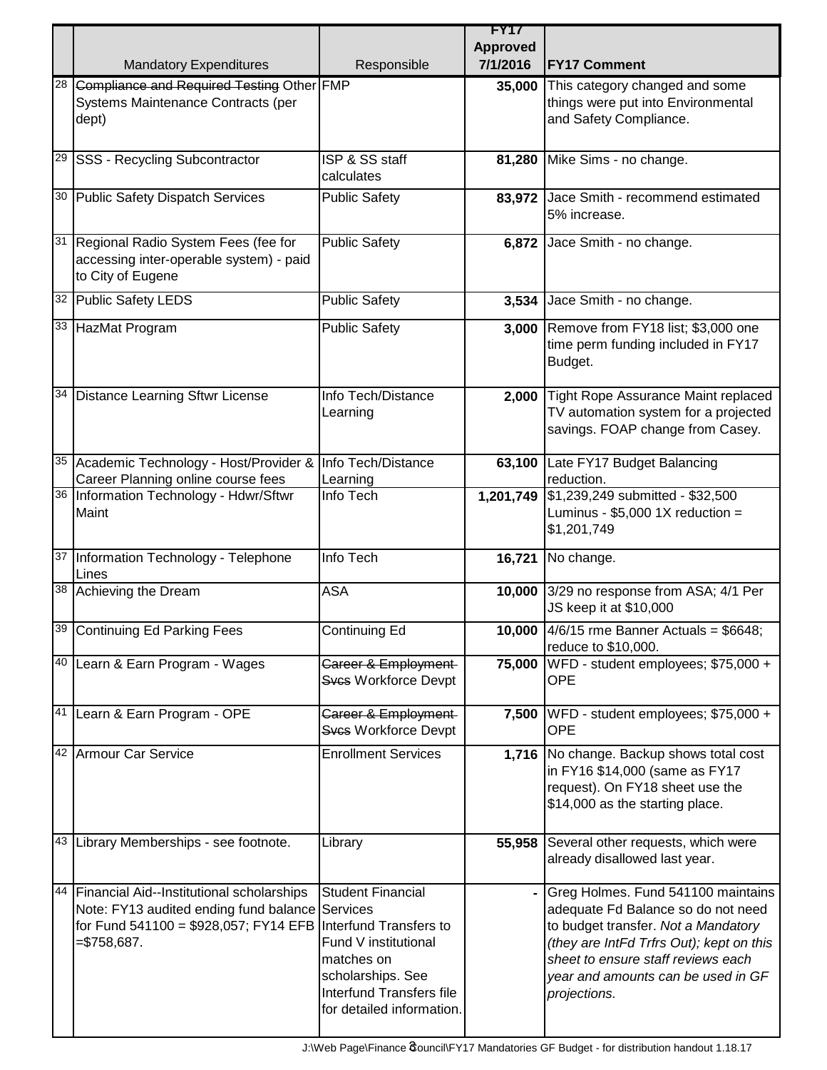| | Mandatory Expenditures | Responsible | FY17 Approved 7/1/2016 | FY17 Comment |
|---|---|---|---|---|
| 28 | ~~Compliance and Required Testing~~ Other Systems Maintenance Contracts (per dept) | FMP | 35,000 | This category changed and some things were put into Environmental and Safety Compliance. |
| 29 | SSS - Recycling Subcontractor | ISP & SS staff calculates | 81,280 | Mike Sims - no change. |
| 30 | Public Safety Dispatch Services | Public Safety | 83,972 | Jace Smith - recommend estimated 5% increase. |
| 31 | Regional Radio System Fees (fee for accessing inter-operable system) - paid to City of Eugene | Public Safety | 6,872 | Jace Smith - no change. |
| 32 | Public Safety LEDS | Public Safety | 3,534 | Jace Smith - no change. |
| 33 | HazMat Program | Public Safety | 3,000 | Remove from FY18 list; $3,000 one time perm funding included in FY17 Budget. |
| 34 | Distance Learning Sftwr License | Info Tech/Distance Learning | 2,000 | Tight Rope Assurance Maint replaced TV automation system for a projected savings. FOAP change from Casey. |
| 35 | Academic Technology - Host/Provider & Career Planning online course fees | Info Tech/Distance Learning | 63,100 | Late FY17 Budget Balancing reduction. |
| 36 | Information Technology - Hdwr/Sftwr Maint | Info Tech | 1,201,749 | $1,239,249 submitted - $32,500 Luminus - $5,000 1X reduction = $1,201,749 |
| 37 | Information Technology - Telephone Lines | Info Tech | 16,721 | No change. |
| 38 | Achieving the Dream | ASA | 10,000 | 3/29 no response from ASA; 4/1 Per JS keep it at $10,000 |
| 39 | Continuing Ed Parking Fees | Continuing Ed | 10,000 | 4/6/15 rme Banner Actuals = $6648; reduce to $10,000. |
| 40 | Learn & Earn Program - Wages | ~~Career & Employment Svcs~~ Workforce Devpt | 75,000 | WFD - student employees; $75,000 + OPE |
| 41 | Learn & Earn Program - OPE | ~~Career & Employment Svcs~~ Workforce Devpt | 7,500 | WFD - student employees; $75,000 + OPE |
| 42 | Armour Car Service | Enrollment Services | 1,716 | No change. Backup shows total cost in FY16 $14,000 (same as FY17 request). On FY18 sheet use the $14,000 as the starting place. |
| 43 | Library Memberships - see footnote. | Library | 55,958 | Several other requests, which were already disallowed last year. |
| 44 | Financial Aid--Institutional scholarships Note: FY13 audited ending fund balance for Fund 541100 = $928,057; FY14 EFB =$758,687. | Student Financial Services Interfund Transfers to Fund V institutional matches on scholarships. See Interfund Transfers file for detailed information. | - | Greg Holmes. Fund 541100 maintains adequate Fd Balance so do not need to budget transfer. *Not a Mandatory (they are IntFd Trfrs Out); kept on this sheet to ensure staff reviews each year and amounts can be used in GF projections.* |

J:\Web Page\Finance Council\FY17 Mandatories GF Budget - for distribution handout 1.18.17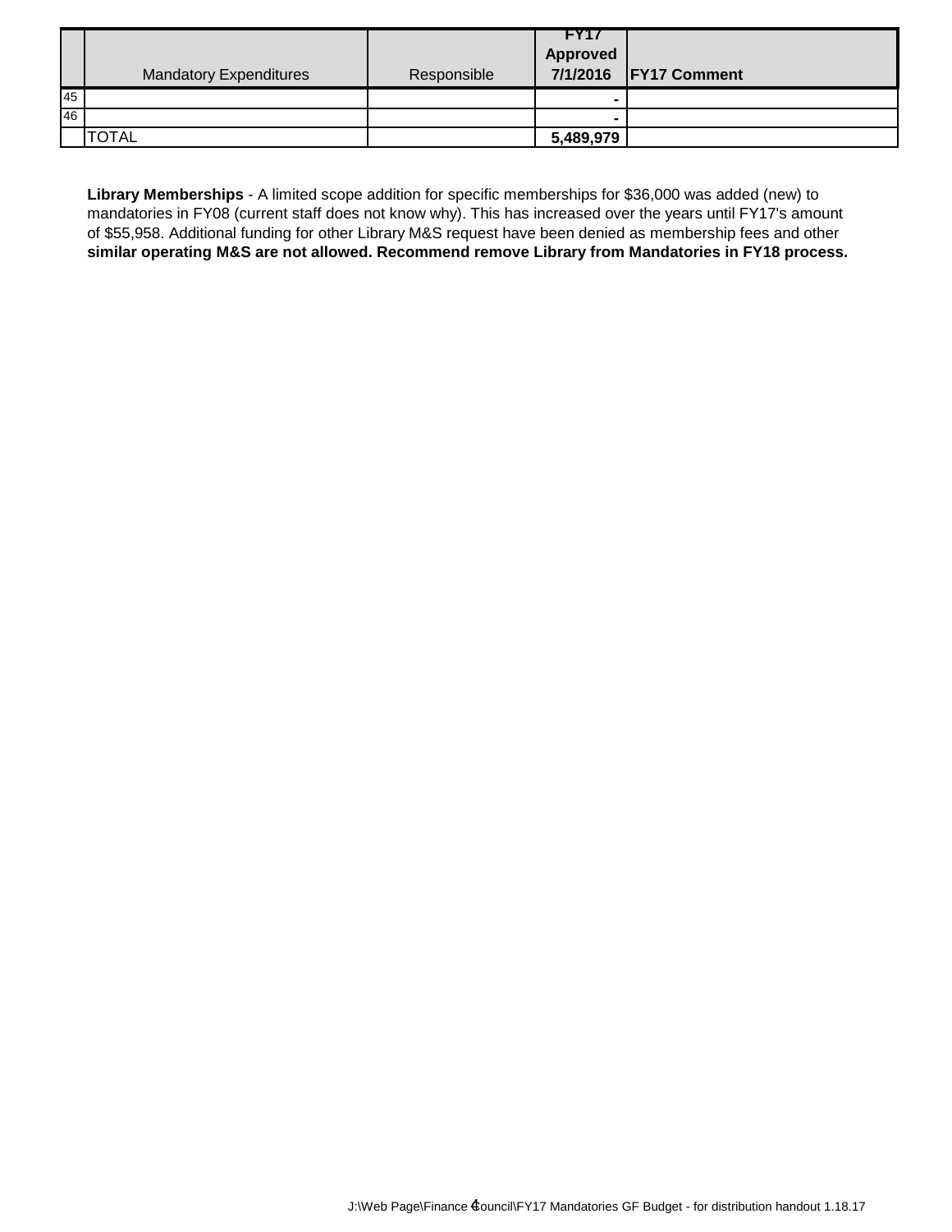| | Mandatory Expenditures | Responsible | FY17 Approved 7/1/2016 | FY17 Comment |
|---|---|---|---|---|
| 45 | | | - | |
| 46 | | | - | |
| | TOTAL | | **5,489,979** | |

**Library Memberships** - A limited scope addition for specific memberships for $36,000 was added (new) to mandatories in FY08 (current staff does not know why). This has increased over the years until FY17's amount of $55,958. Additional funding for other Library M&S request have been denied as membership fees and other **similar operating M&S are not allowed. Recommend remove Library from Mandatories in FY18 process.**